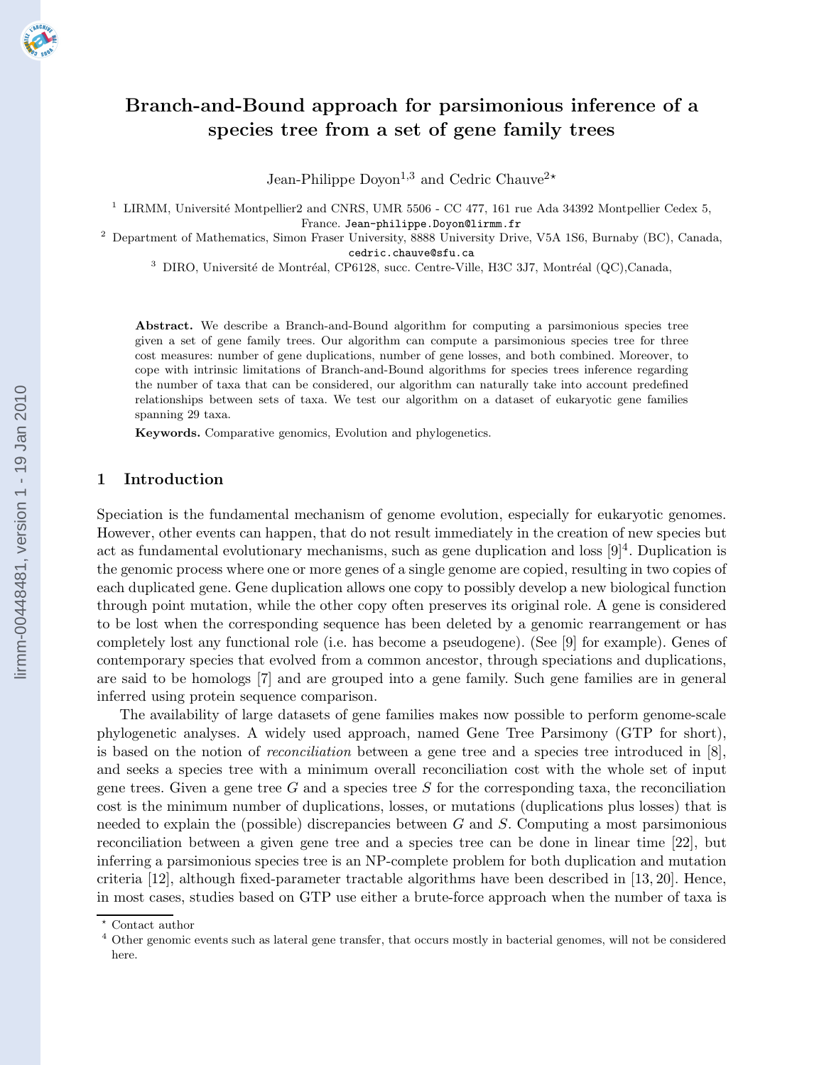# Branch-and-Bound approach for parsimonious inference of a species tree from a set of gene family trees

Jean-Philippe Doyon[1,3] and Cedric Chauve[2⋆]

[1] LIRMM, Université Montpellier2 and CNRS, UMR 5506 - CC 477, 161 rue Ada 34392 Montpellier Cedex 5, France. Jean-philippe.Doyon@lirmm.fr

[2] Department of Mathematics, Simon Fraser University, 8888 University Drive, V5A 1S6, Burnaby (BC), Canada, cedric.chauve@sfu.ca

[3] DIRO, Université de Montréal, CP6128, succ. Centre-Ville, H3C 3J7, Montréal (QC),Canada,

**Abstract.** We describe a Branch-and-Bound algorithm for computing a parsimonious species tree given a set of gene family trees. Our algorithm can compute a parsimonious species tree for three cost measures: number of gene duplications, number of gene losses, and both combined. Moreover, to cope with intrinsic limitations of Branch-and-Bound algorithms for species trees inference regarding the number of taxa that can be considered, our algorithm can naturally take into account predefined relationships between sets of taxa. We test our algorithm on a dataset of eukaryotic gene families spanning 29 taxa.

**Keywords.** Comparative genomics, Evolution and phylogenetics.

## 1 Introduction

Speciation is the fundamental mechanism of genome evolution, especially for eukaryotic genomes. However, other events can happen, that do not result immediately in the creation of new species but act as fundamental evolutionary mechanisms, such as gene duplication and loss [9][4]. Duplication is the genomic process where one or more genes of a single genome are copied, resulting in two copies of each duplicated gene. Gene duplication allows one copy to possibly develop a new biological function through point mutation, while the other copy often preserves its original role. A gene is considered to be lost when the corresponding sequence has been deleted by a genomic rearrangement or has completely lost any functional role (i.e. has become a pseudogene). (See [9] for example). Genes of contemporary species that evolved from a common ancestor, through speciations and duplications, are said to be homologs [7] and are grouped into a gene family. Such gene families are in general inferred using protein sequence comparison.

The availability of large datasets of gene families makes now possible to perform genome-scale phylogenetic analyses. A widely used approach, named Gene Tree Parsimony (GTP for short), is based on the notion of *reconciliation* between a gene tree and a species tree introduced in [8], and seeks a species tree with a minimum overall reconciliation cost with the whole set of input gene trees. Given a gene tree $G$ and a species tree $S$ for the corresponding taxa, the reconciliation cost is the minimum number of duplications, losses, or mutations (duplications plus losses) that is needed to explain the (possible) discrepancies between $G$ and $S$. Computing a most parsimonious reconciliation between a given gene tree and a species tree can be done in linear time [22], but inferring a parsimonious species tree is an NP-complete problem for both duplication and mutation criteria [12], although fixed-parameter tractable algorithms have been described in [13, 20]. Hence, in most cases, studies based on GTP use either a brute-force approach when the number of taxa is

⋆ Contact author

[4] Other genomic events such as lateral gene transfer, that occurs mostly in bacterial genomes, will not be considered here.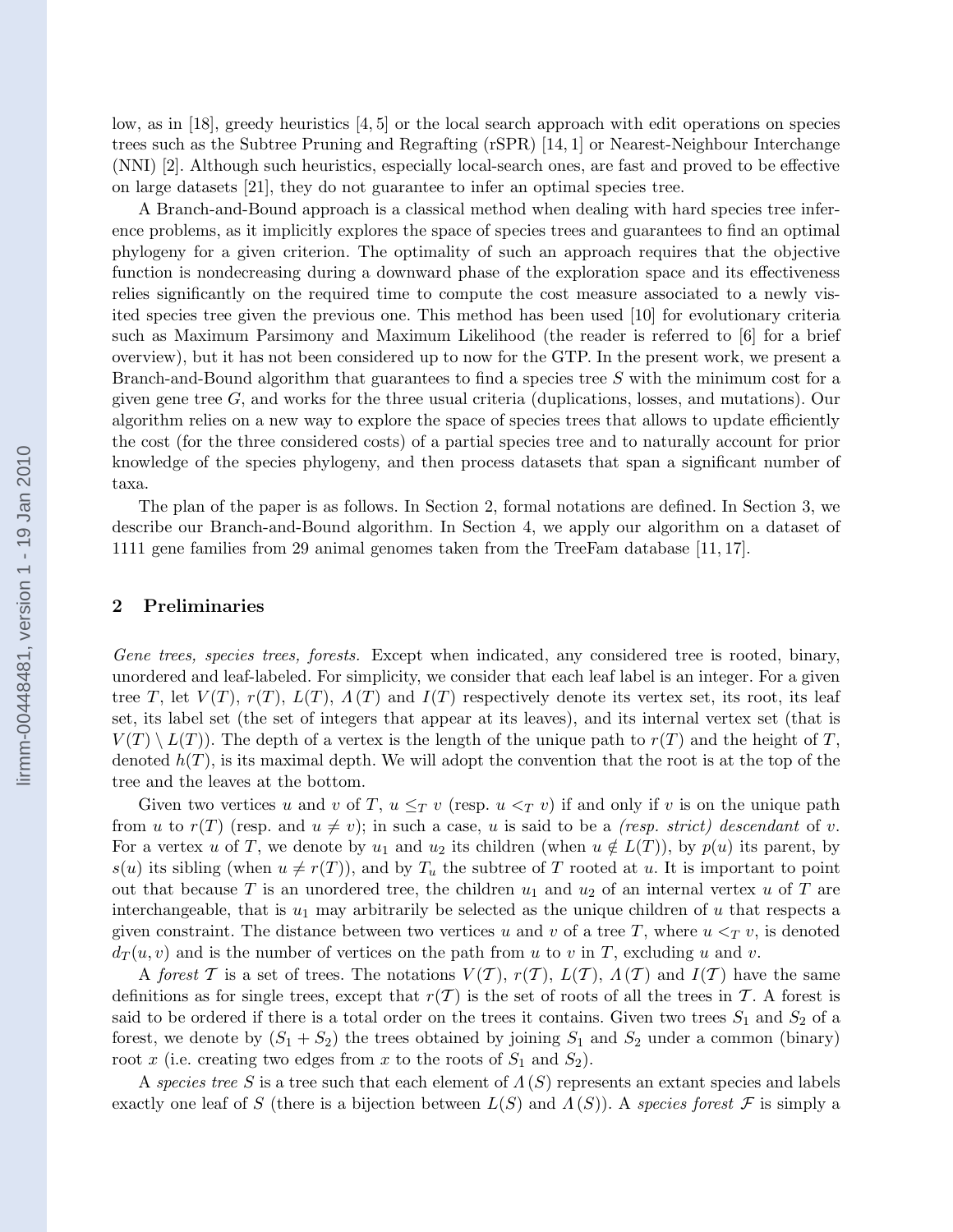low, as in [18], greedy heuristics [4, 5] or the local search approach with edit operations on species trees such as the Subtree Pruning and Regrafting (rSPR) [14, 1] or Nearest-Neighbour Interchange (NNI) [2]. Although such heuristics, especially local-search ones, are fast and proved to be effective on large datasets [21], they do not guarantee to infer an optimal species tree.

A Branch-and-Bound approach is a classical method when dealing with hard species tree inference problems, as it implicitly explores the space of species trees and guarantees to find an optimal phylogeny for a given criterion. The optimality of such an approach requires that the objective function is nondecreasing during a downward phase of the exploration space and its effectiveness relies significantly on the required time to compute the cost measure associated to a newly visited species tree given the previous one. This method has been used [10] for evolutionary criteria such as Maximum Parsimony and Maximum Likelihood (the reader is referred to [6] for a brief overview), but it has not been considered up to now for the GTP. In the present work, we present a Branch-and-Bound algorithm that guarantees to find a species tree $S$ with the minimum cost for a given gene tree $G$, and works for the three usual criteria (duplications, losses, and mutations). Our algorithm relies on a new way to explore the space of species trees that allows to update efficiently the cost (for the three considered costs) of a partial species tree and to naturally account for prior knowledge of the species phylogeny, and then process datasets that span a significant number of taxa.

The plan of the paper is as follows. In Section 2, formal notations are defined. In Section 3, we describe our Branch-and-Bound algorithm. In Section 4, we apply our algorithm on a dataset of 1111 gene families from 29 animal genomes taken from the TreeFam database [11, 17].

## 2 Preliminaries

*Gene trees, species trees, forests.* Except when indicated, any considered tree is rooted, binary, unordered and leaf-labeled. For simplicity, we consider that each leaf label is an integer. For a given tree $T$, let $V(T)$, $r(T)$, $L(T)$, $\Lambda(T)$ and $I(T)$ respectively denote its vertex set, its root, its leaf set, its label set (the set of integers that appear at its leaves), and its internal vertex set (that is $V(T) \setminus L(T)$). The depth of a vertex is the length of the unique path to $r(T)$ and the height of $T$, denoted $h(T)$, is its maximal depth. We will adopt the convention that the root is at the top of the tree and the leaves at the bottom.

Given two vertices $u$ and $v$ of $T$, $u \leq_T v$ (resp. $u <_T v$) if and only if $v$ is on the unique path from $u$ to $r(T)$ (resp. and $u \neq v$); in such a case, $u$ is said to be a *(resp. strict) descendant* of $v$. For a vertex $u$ of $T$, we denote by $u_1$ and $u_2$ its children (when $u \notin L(T)$), by $p(u)$ its parent, by $s(u)$ its sibling (when $u \neq r(T)$), and by $T_u$ the subtree of $T$ rooted at $u$. It is important to point out that because $T$ is an unordered tree, the children $u_1$ and $u_2$ of an internal vertex $u$ of $T$ are interchangeable, that is $u_1$ may arbitrarily be selected as the unique children of $u$ that respects a given constraint. The distance between two vertices $u$ and $v$ of a tree $T$, where $u <_T v$, is denoted $d_T(u, v)$ and is the number of vertices on the path from $u$ to $v$ in $T$, excluding $u$ and $v$.

A *forest* $\mathcal{T}$ is a set of trees. The notations $V(\mathcal{T})$, $r(\mathcal{T})$, $L(\mathcal{T})$, $\Lambda(\mathcal{T})$ and $I(\mathcal{T})$ have the same definitions as for single trees, except that $r(\mathcal{T})$ is the set of roots of all the trees in $\mathcal{T}$. A forest is said to be ordered if there is a total order on the trees it contains. Given two trees $S_1$ and $S_2$ of a forest, we denote by $(S_1 + S_2)$ the trees obtained by joining $S_1$ and $S_2$ under a common (binary) root $x$ (i.e. creating two edges from $x$ to the roots of $S_1$ and $S_2$).

A *species tree* $S$ is a tree such that each element of $\Lambda(S)$ represents an extant species and labels exactly one leaf of $S$ (there is a bijection between $L(S)$ and $\Lambda(S)$). A *species forest* $\mathcal{F}$ is simply a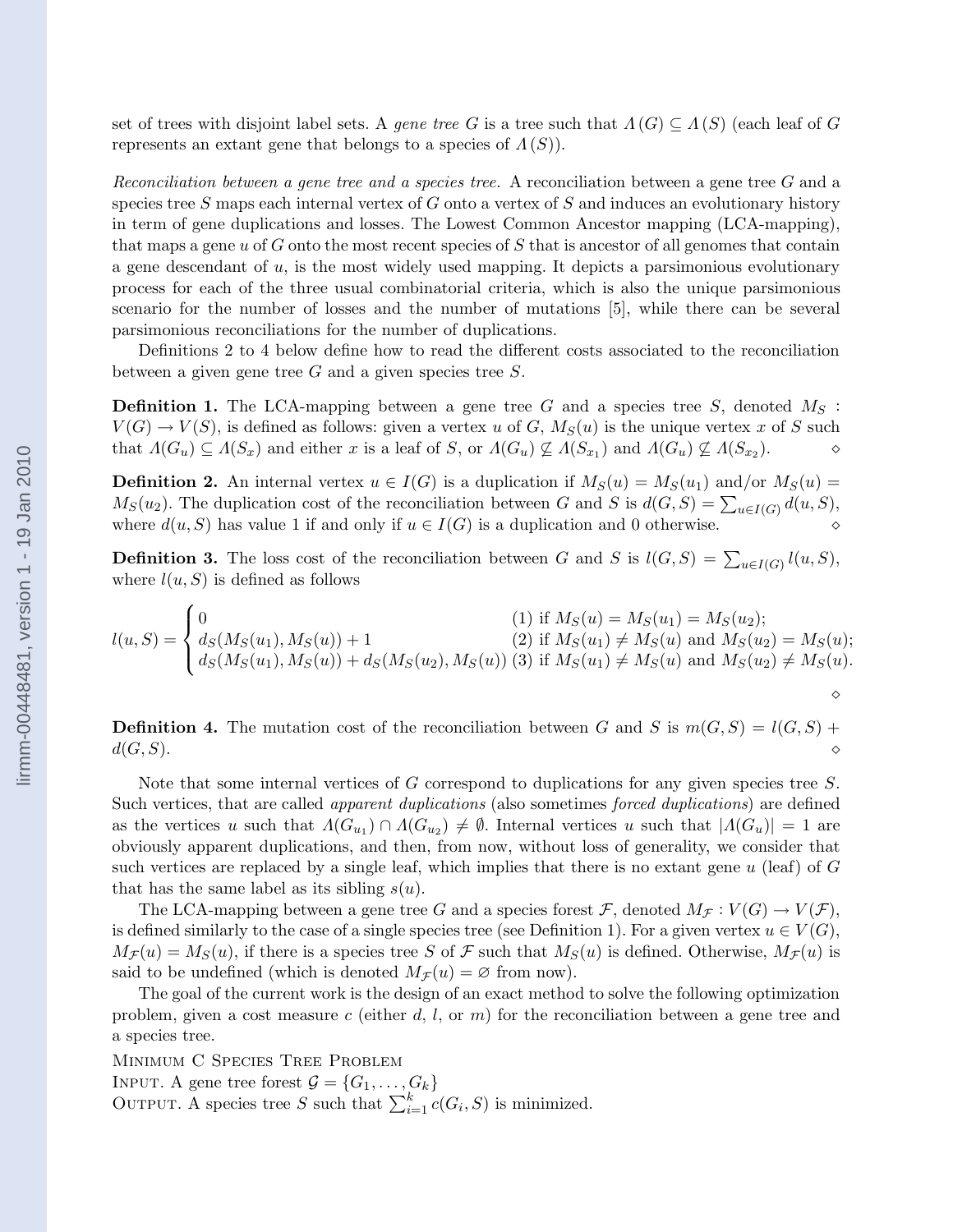set of trees with disjoint label sets. A *gene tree* $G$ is a tree such that $\Lambda(G) \subseteq \Lambda(S)$ (each leaf of $G$ represents an extant gene that belongs to a species of $\Lambda(S)$).

*Reconciliation between a gene tree and a species tree.* A reconciliation between a gene tree $G$ and a species tree $S$ maps each internal vertex of $G$ onto a vertex of $S$ and induces an evolutionary history in term of gene duplications and losses. The Lowest Common Ancestor mapping (LCA-mapping), that maps a gene $u$ of $G$ onto the most recent species of $S$ that is ancestor of all genomes that contain a gene descendant of $u$, is the most widely used mapping. It depicts a parsimonious evolutionary process for each of the three usual combinatorial criteria, which is also the unique parsimonious scenario for the number of losses and the number of mutations [5], while there can be several parsimonious reconciliations for the number of duplications.

Definitions 2 to 4 below define how to read the different costs associated to the reconciliation between a given gene tree $G$ and a given species tree $S$.

**Definition 1.** The LCA-mapping between a gene tree $G$ and a species tree $S$, denoted $M_S : V(G) \rightarrow V(S)$, is defined as follows: given a vertex $u$ of $G$, $M_S(u)$ is the unique vertex $x$ of $S$ such that $\Lambda(G_u) \subseteq \Lambda(S_x)$ and either $x$ is a leaf of $S$, or $\Lambda(G_u) \not\subseteq \Lambda(S_{x_1})$ and $\Lambda(G_u) \not\subseteq \Lambda(S_{x_2})$. ⋄

**Definition 2.** An internal vertex $u \in I(G)$ is a duplication if $M_S(u) = M_S(u_1)$ and/or $M_S(u) = M_S(u_2)$. The duplication cost of the reconciliation between $G$ and $S$ is $d(G, S) = \sum_{u \in I(G)} d(u, S)$, where $d(u, S)$ has value 1 if and only if $u \in I(G)$ is a duplication and 0 otherwise. ⋄

**Definition 3.** The loss cost of the reconciliation between $G$ and $S$ is $l(G, S) = \sum_{u \in I(G)} l(u, S)$, where $l(u, S)$ is defined as follows

$$l(u,S) = \begin{cases} 0 & (1) \text{ if } M_S(u) = M_S(u_1) = M_S(u_2); \\ d_S(M_S(u_1), M_S(u)) + 1 & (2) \text{ if } M_S(u_1) \neq M_S(u) \text{ and } M_S(u_2) = M_S(u); \\ d_S(M_S(u_1), M_S(u)) + d_S(M_S(u_2), M_S(u)) & (3) \text{ if } M_S(u_1) \neq M_S(u) \text{ and } M_S(u_2) \neq M_S(u). \end{cases}$$

⋄

**Definition 4.** The mutation cost of the reconciliation between $G$ and $S$ is $m(G, S) = l(G, S) + d(G, S)$. ⋄

Note that some internal vertices of $G$ correspond to duplications for any given species tree $S$. Such vertices, that are called *apparent duplications* (also sometimes *forced duplications*) are defined as the vertices $u$ such that $\Lambda(G_{u_1}) \cap \Lambda(G_{u_2}) \neq \emptyset$. Internal vertices $u$ such that $|\Lambda(G_u)| = 1$ are obviously apparent duplications, and then, from now, without loss of generality, we consider that such vertices are replaced by a single leaf, which implies that there is no extant gene $u$ (leaf) of $G$ that has the same label as its sibling $s(u)$.

The LCA-mapping between a gene tree $G$ and a species forest $\mathcal{F}$, denoted $M_{\mathcal{F}} : V(G) \rightarrow V(\mathcal{F})$, is defined similarly to the case of a single species tree (see Definition 1). For a given vertex $u \in V(G)$, $M_{\mathcal{F}}(u) = M_S(u)$, if there is a species tree $S$ of $\mathcal{F}$ such that $M_S(u)$ is defined. Otherwise, $M_{\mathcal{F}}(u)$ is said to be undefined (which is denoted $M_{\mathcal{F}}(u) = \varnothing$ from now).

The goal of the current work is the design of an exact method to solve the following optimization problem, given a cost measure $c$ (either $d$, $l$, or $m$) for the reconciliation between a gene tree and a species tree.

Minimum C Species Tree Problem
Input. A gene tree forest $\mathcal{G} = \{G_1, \ldots, G_k\}$
Output. A species tree $S$ such that $\sum_{i=1}^{k} c(G_i, S)$ is minimized.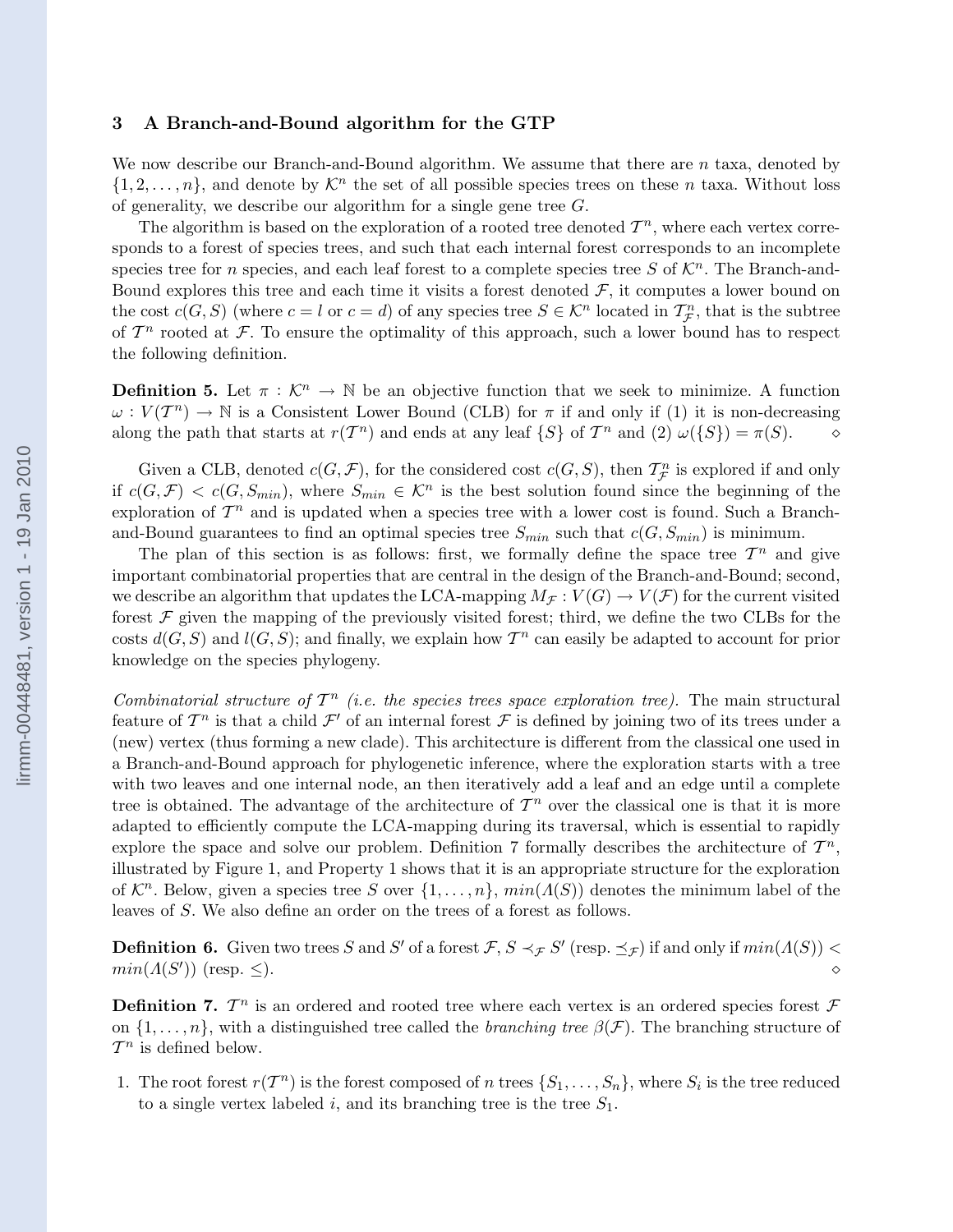## 3 A Branch-and-Bound algorithm for the GTP

We now describe our Branch-and-Bound algorithm. We assume that there are $n$ taxa, denoted by $\{1, 2, \ldots, n\}$, and denote by $\mathcal{K}^n$ the set of all possible species trees on these $n$ taxa. Without loss of generality, we describe our algorithm for a single gene tree $G$.

The algorithm is based on the exploration of a rooted tree denoted $\mathcal{T}^n$, where each vertex corresponds to a forest of species trees, and such that each internal forest corresponds to an incomplete species tree for $n$ species, and each leaf forest to a complete species tree $S$ of $\mathcal{K}^n$. The Branch-and-Bound explores this tree and each time it visits a forest denoted $\mathcal{F}$, it computes a lower bound on the cost $c(G, S)$ (where $c = l$ or $c = d$) of any species tree $S \in \mathcal{K}^n$ located in $\mathcal{T}^n_{\mathcal{F}}$, that is the subtree of $\mathcal{T}^n$ rooted at $\mathcal{F}$. To ensure the optimality of this approach, such a lower bound has to respect the following definition.

**Definition 5.** Let $\pi : \mathcal{K}^n \rightarrow \mathbb{N}$ be an objective function that we seek to minimize. A function $\omega : V(\mathcal{T}^n) \rightarrow \mathbb{N}$ is a Consistent Lower Bound (CLB) for $\pi$ if and only if (1) it is non-decreasing along the path that starts at $r(\mathcal{T}^n)$ and ends at any leaf $\{S\}$ of $\mathcal{T}^n$ and (2) $\omega(\{S\}) = \pi(S)$. $\diamond$

Given a CLB, denoted $c(G, \mathcal{F})$, for the considered cost $c(G, S)$, then $\mathcal{T}^n_{\mathcal{F}}$ is explored if and only if $c(G, \mathcal{F}) < c(G, S_{min})$, where $S_{min} \in \mathcal{K}^n$ is the best solution found since the beginning of the exploration of $\mathcal{T}^n$ and is updated when a species tree with a lower cost is found. Such a Branch-and-Bound guarantees to find an optimal species tree $S_{min}$ such that $c(G, S_{min})$ is minimum.

The plan of this section is as follows: first, we formally define the space tree $\mathcal{T}^n$ and give important combinatorial properties that are central in the design of the Branch-and-Bound; second, we describe an algorithm that updates the LCA-mapping $M_{\mathcal{F}} : V(G) \rightarrow V(\mathcal{F})$ for the current visited forest $\mathcal{F}$ given the mapping of the previously visited forest; third, we define the two CLBs for the costs $d(G, S)$ and $l(G, S)$; and finally, we explain how $\mathcal{T}^n$ can easily be adapted to account for prior knowledge on the species phylogeny.

*Combinatorial structure of $\mathcal{T}^n$ (i.e. the species trees space exploration tree).* The main structural feature of $\mathcal{T}^n$ is that a child $\mathcal{F}'$ of an internal forest $\mathcal{F}$ is defined by joining two of its trees under a (new) vertex (thus forming a new clade). This architecture is different from the classical one used in a Branch-and-Bound approach for phylogenetic inference, where the exploration starts with a tree with two leaves and one internal node, an then iteratively add a leaf and an edge until a complete tree is obtained. The advantage of the architecture of $\mathcal{T}^n$ over the classical one is that it is more adapted to efficiently compute the LCA-mapping during its traversal, which is essential to rapidly explore the space and solve our problem. Definition 7 formally describes the architecture of $\mathcal{T}^n$, illustrated by Figure 1, and Property 1 shows that it is an appropriate structure for the exploration of $\mathcal{K}^n$. Below, given a species tree $S$ over $\{1, \ldots, n\}$, $min(\Lambda(S))$ denotes the minimum label of the leaves of $S$. We also define an order on the trees of a forest as follows.

**Definition 6.** Given two trees $S$ and $S'$ of a forest $\mathcal{F}$, $S \prec_{\mathcal{F}} S'$ (resp. $\preceq_{\mathcal{F}}$) if and only if $min(\Lambda(S)) < min(\Lambda(S'))$ (resp. $\leq$). $\diamond$

**Definition 7.** $\mathcal{T}^n$ is an ordered and rooted tree where each vertex is an ordered species forest $\mathcal{F}$ on $\{1, \ldots, n\}$, with a distinguished tree called the *branching tree* $\beta(\mathcal{F})$. The branching structure of $\mathcal{T}^n$ is defined below.

1. The root forest $r(\mathcal{T}^n)$ is the forest composed of $n$ trees $\{S_1, \ldots, S_n\}$, where $S_i$ is the tree reduced to a single vertex labeled $i$, and its branching tree is the tree $S_1$.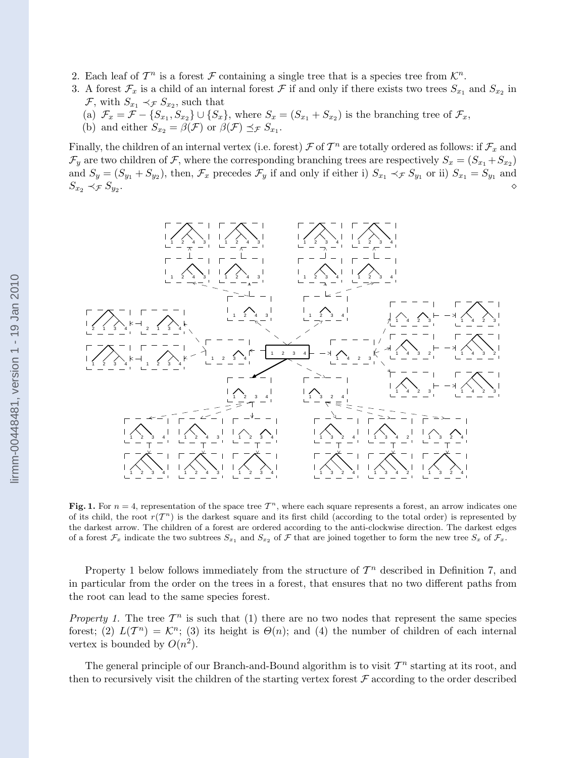2. Each leaf of $\mathcal{T}^n$ is a forest $\mathcal{F}$ containing a single tree that is a species tree from $\mathcal{K}^n$.
3. A forest $\mathcal{F}_x$ is a child of an internal forest $\mathcal{F}$ if and only if there exists two trees $S_{x_1}$ and $S_{x_2}$ in $\mathcal{F}$, with $S_{x_1} \prec_{\mathcal{F}} S_{x_2}$, such that
   (a) $\mathcal{F}_x = \mathcal{F} - \{S_{x_1}, S_{x_2}\} \cup \{S_x\}$, where $S_x = (S_{x_1} + S_{x_2})$ is the branching tree of $\mathcal{F}_x$,
   (b) and either $S_{x_2} = \beta(\mathcal{F})$ or $\beta(\mathcal{F}) \preceq_{\mathcal{F}} S_{x_1}$.

Finally, the children of an internal vertex (i.e. forest) $\mathcal{F}$ of $\mathcal{T}^n$ are totally ordered as follows: if $\mathcal{F}_x$ and $\mathcal{F}_y$ are two children of $\mathcal{F}$, where the corresponding branching trees are respectively $S_x = (S_{x_1} + S_{x_2})$ and $S_y = (S_{y_1} + S_{y_2})$, then, $\mathcal{F}_x$ precedes $\mathcal{F}_y$ if and only if either i) $S_{x_1} \prec_{\mathcal{F}} S_{y_1}$ or ii) $S_{x_1} = S_{y_1}$ and $S_{x_2} \prec_{\mathcal{F}} S_{y_2}$. ⋄

**Fig. 1.** For $n = 4$, representation of the space tree $\mathcal{T}^n$, where each square represents a forest, an arrow indicates one of its child, the root $r(\mathcal{T}^n)$ is the darkest square and its first child (according to the total order) is represented by the darkest arrow. The children of a forest are ordered according to the anti-clockwise direction. The darkest edges of a forest $\mathcal{F}_x$ indicate the two subtrees $S_{x_1}$ and $S_{x_2}$ of $\mathcal{F}$ that are joined together to form the new tree $S_x$ of $\mathcal{F}_x$.

Property 1 below follows immediately from the structure of $\mathcal{T}^n$ described in Definition 7, and in particular from the order on the trees in a forest, that ensures that no two different paths from the root can lead to the same species forest.

*Property 1.* The tree $\mathcal{T}^n$ is such that (1) there are no two nodes that represent the same species forest; (2) $L(\mathcal{T}^n) = \mathcal{K}^n$; (3) its height is $\Theta(n)$; and (4) the number of children of each internal vertex is bounded by $O(n^2)$.

The general principle of our Branch-and-Bound algorithm is to visit $\mathcal{T}^n$ starting at its root, and then to recursively visit the children of the starting vertex forest $\mathcal{F}$ according to the order described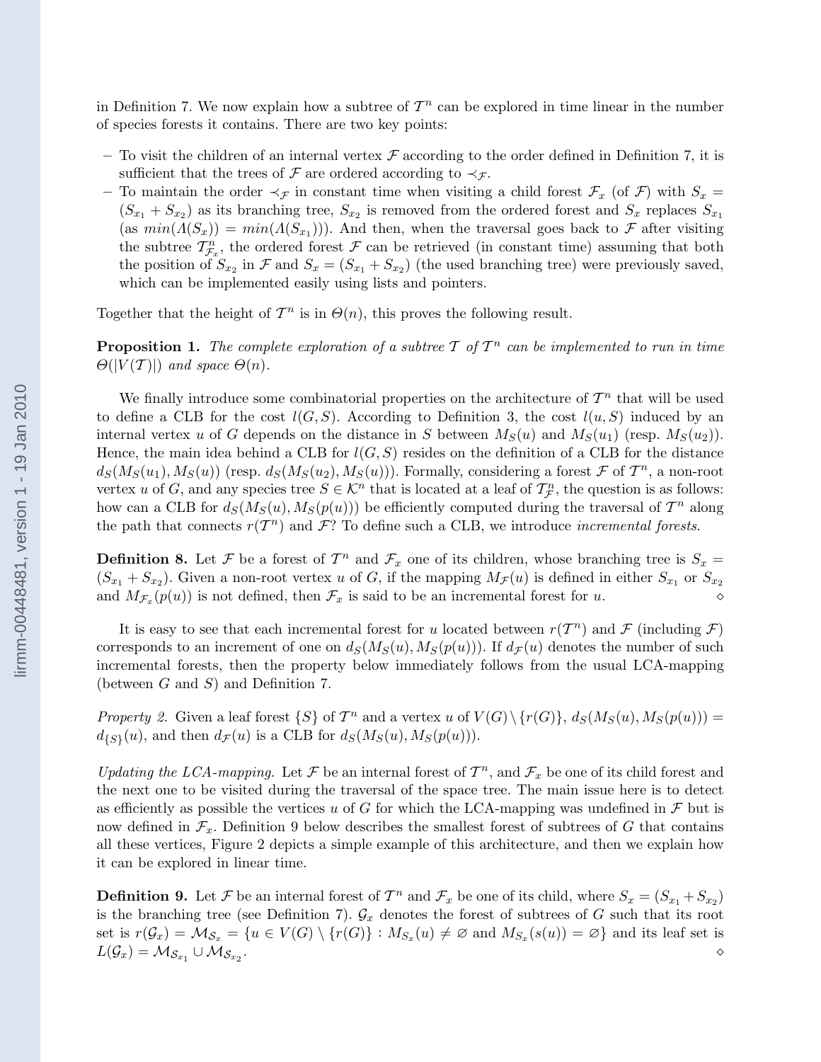in Definition 7. We now explain how a subtree of $\mathcal{T}^n$ can be explored in time linear in the number of species forests it contains. There are two key points:

- To visit the children of an internal vertex $\mathcal{F}$ according to the order defined in Definition 7, it is sufficient that the trees of $\mathcal{F}$ are ordered according to $\prec_{\mathcal{F}}$.
- To maintain the order $\prec_{\mathcal{F}}$ in constant time when visiting a child forest $\mathcal{F}_x$ (of $\mathcal{F}$) with $S_x = (S_{x_1} + S_{x_2})$ as its branching tree, $S_{x_2}$ is removed from the ordered forest and $S_x$ replaces $S_{x_1}$ (as $min(\Lambda(S_x)) = min(\Lambda(S_{x_1}))$). And then, when the traversal goes back to $\mathcal{F}$ after visiting the subtree $\mathcal{T}^n_{\mathcal{F}_x}$, the ordered forest $\mathcal{F}$ can be retrieved (in constant time) assuming that both the position of $S_{x_2}$ in $\mathcal{F}$ and $S_x = (S_{x_1} + S_{x_2})$ (the used branching tree) were previously saved, which can be implemented easily using lists and pointers.

Together that the height of $\mathcal{T}^n$ is in $\Theta(n)$, this proves the following result.

**Proposition 1.** *The complete exploration of a subtree $\mathcal{T}$ of $\mathcal{T}^n$ can be implemented to run in time $\Theta(|V(\mathcal{T})|)$ and space $\Theta(n)$.*

We finally introduce some combinatorial properties on the architecture of $\mathcal{T}^n$ that will be used to define a CLB for the cost $l(G, S)$. According to Definition 3, the cost $l(u, S)$ induced by an internal vertex $u$ of $G$ depends on the distance in $S$ between $M_S(u)$ and $M_S(u_1)$ (resp. $M_S(u_2)$). Hence, the main idea behind a CLB for $l(G, S)$ resides on the definition of a CLB for the distance $d_S(M_S(u_1), M_S(u))$ (resp. $d_S(M_S(u_2), M_S(u))$). Formally, considering a forest $\mathcal{F}$ of $\mathcal{T}^n$, a non-root vertex $u$ of $G$, and any species tree $S \in \mathcal{K}^n$ that is located at a leaf of $\mathcal{T}^n_{\mathcal{F}}$, the question is as follows: how can a CLB for $d_S(M_S(u), M_S(p(u)))$ be efficiently computed during the traversal of $\mathcal{T}^n$ along the path that connects $r(\mathcal{T}^n)$ and $\mathcal{F}$? To define such a CLB, we introduce *incremental forests*.

**Definition 8.** Let $\mathcal{F}$ be a forest of $\mathcal{T}^n$ and $\mathcal{F}_x$ one of its children, whose branching tree is $S_x = (S_{x_1} + S_{x_2})$. Given a non-root vertex $u$ of $G$, if the mapping $M_{\mathcal{F}}(u)$ is defined in either $S_{x_1}$ or $S_{x_2}$ and $M_{\mathcal{F}_x}(p(u))$ is not defined, then $\mathcal{F}_x$ is said to be an incremental forest for $u$. ⋄

It is easy to see that each incremental forest for $u$ located between $r(\mathcal{T}^n)$ and $\mathcal{F}$ (including $\mathcal{F}$) corresponds to an increment of one on $d_S(M_S(u), M_S(p(u)))$. If $d_{\mathcal{F}}(u)$ denotes the number of such incremental forests, then the property below immediately follows from the usual LCA-mapping (between $G$ and $S$) and Definition 7.

*Property 2.* Given a leaf forest $\{S\}$ of $\mathcal{T}^n$ and a vertex $u$ of $V(G) \setminus \{r(G)\}$, $d_S(M_S(u), M_S(p(u))) = d_{\{S\}}(u)$, and then $d_{\mathcal{F}}(u)$ is a CLB for $d_S(M_S(u), M_S(p(u)))$.

*Updating the LCA-mapping.* Let $\mathcal{F}$ be an internal forest of $\mathcal{T}^n$, and $\mathcal{F}_x$ be one of its child forest and the next one to be visited during the traversal of the space tree. The main issue here is to detect as efficiently as possible the vertices $u$ of $G$ for which the LCA-mapping was undefined in $\mathcal{F}$ but is now defined in $\mathcal{F}_x$. Definition 9 below describes the smallest forest of subtrees of $G$ that contains all these vertices, Figure 2 depicts a simple example of this architecture, and then we explain how it can be explored in linear time.

**Definition 9.** Let $\mathcal{F}$ be an internal forest of $\mathcal{T}^n$ and $\mathcal{F}_x$ be one of its child, where $S_x = (S_{x_1} + S_{x_2})$ is the branching tree (see Definition 7). $\mathcal{G}_x$ denotes the forest of subtrees of $G$ such that its root set is $r(\mathcal{G}_x) = \mathcal{M}_{S_x} = \{u \in V(G) \setminus \{r(G)\} : M_{S_x}(u) \neq \varnothing \text{ and } M_{S_x}(s(u)) = \varnothing\}$ and its leaf set is $L(\mathcal{G}_x) = \mathcal{M}_{S_{x_1}} \cup \mathcal{M}_{S_{x_2}}$. ⋄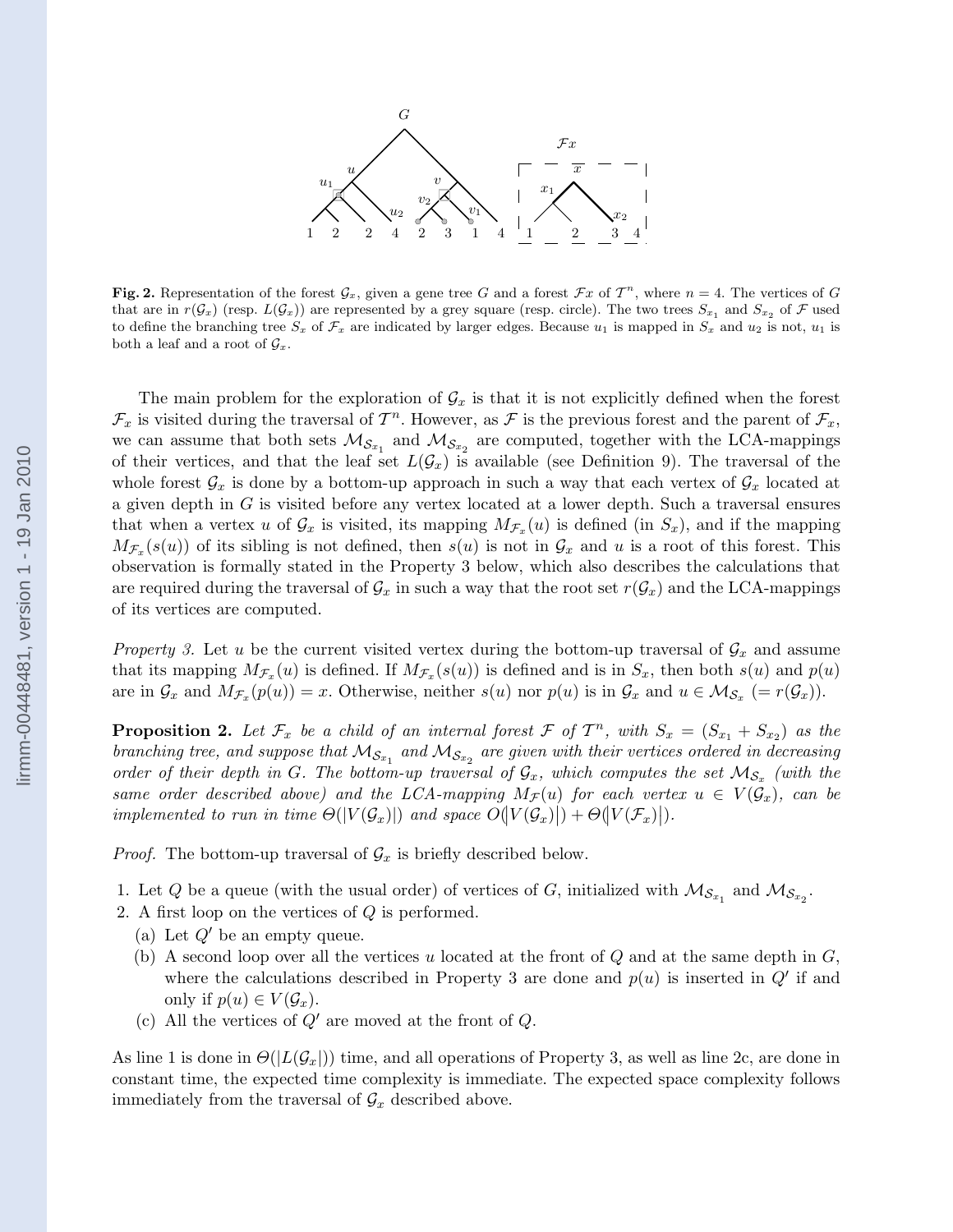**Fig. 2.** Representation of the forest $\mathcal{G}_x$, given a gene tree $G$ and a forest $\mathcal{F}x$ of $\mathcal{T}^n$, where $n = 4$. The vertices of $G$ that are in $r(\mathcal{G}_x)$ (resp. $L(\mathcal{G}_x)$) are represented by a grey square (resp. circle). The two trees $S_{x_1}$ and $S_{x_2}$ of $\mathcal{F}$ used to define the branching tree $S_x$ of $\mathcal{F}_x$ are indicated by larger edges. Because $u_1$ is mapped in $S_x$ and $u_2$ is not, $u_1$ is both a leaf and a root of $\mathcal{G}_x$.

The main problem for the exploration of $\mathcal{G}_x$ is that it is not explicitly defined when the forest $\mathcal{F}_x$ is visited during the traversal of $\mathcal{T}^n$. However, as $\mathcal{F}$ is the previous forest and the parent of $\mathcal{F}_x$, we can assume that both sets $\mathcal{M}_{\mathcal{S}_{x_1}}$ and $\mathcal{M}_{\mathcal{S}_{x_2}}$ are computed, together with the LCA-mappings of their vertices, and that the leaf set $L(\mathcal{G}_x)$ is available (see Definition 9). The traversal of the whole forest $\mathcal{G}_x$ is done by a bottom-up approach in such a way that each vertex of $\mathcal{G}_x$ located at a given depth in $G$ is visited before any vertex located at a lower depth. Such a traversal ensures that when a vertex $u$ of $\mathcal{G}_x$ is visited, its mapping $M_{\mathcal{F}_x}(u)$ is defined (in $S_x$), and if the mapping $M_{\mathcal{F}_x}(s(u))$ of its sibling is not defined, then $s(u)$ is not in $\mathcal{G}_x$ and $u$ is a root of this forest. This observation is formally stated in the Property 3 below, which also describes the calculations that are required during the traversal of $\mathcal{G}_x$ in such a way that the root set $r(\mathcal{G}_x)$ and the LCA-mappings of its vertices are computed.

*Property 3.* Let $u$ be the current visited vertex during the bottom-up traversal of $\mathcal{G}_x$ and assume that its mapping $M_{\mathcal{F}_x}(u)$ is defined. If $M_{\mathcal{F}_x}(s(u))$ is defined and is in $S_x$, then both $s(u)$ and $p(u)$ are in $\mathcal{G}_x$ and $M_{\mathcal{F}_x}(p(u)) = x$. Otherwise, neither $s(u)$ nor $p(u)$ is in $\mathcal{G}_x$ and $u \in \mathcal{M}_{\mathcal{S}_x}$ $(= r(\mathcal{G}_x))$.

**Proposition 2.** *Let $\mathcal{F}_x$ be a child of an internal forest $\mathcal{F}$ of $\mathcal{T}^n$, with $S_x = (S_{x_1} + S_{x_2})$ as the branching tree, and suppose that $\mathcal{M}_{\mathcal{S}_{x_1}}$ and $\mathcal{M}_{\mathcal{S}_{x_2}}$ are given with their vertices ordered in decreasing order of their depth in $G$. The bottom-up traversal of $\mathcal{G}_x$, which computes the set $\mathcal{M}_{\mathcal{S}_x}$ (with the same order described above) and the LCA-mapping $M_{\mathcal{F}}(u)$ for each vertex $u \in V(\mathcal{G}_x)$, can be implemented to run in time $\Theta(|V(\mathcal{G}_x)|)$ and space $O(|V(\mathcal{G}_x)|) + \Theta(|V(\mathcal{F}_x)|)$.*

*Proof.* The bottom-up traversal of $\mathcal{G}_x$ is briefly described below.

1. Let $Q$ be a queue (with the usual order) of vertices of $G$, initialized with $\mathcal{M}_{\mathcal{S}_{x_1}}$ and $\mathcal{M}_{\mathcal{S}_{x_2}}$.
2. A first loop on the vertices of $Q$ is performed.
   (a) Let $Q'$ be an empty queue.
   (b) A second loop over all the vertices $u$ located at the front of $Q$ and at the same depth in $G$, where the calculations described in Property 3 are done and $p(u)$ is inserted in $Q'$ if and only if $p(u) \in V(\mathcal{G}_x)$.
   (c) All the vertices of $Q'$ are moved at the front of $Q$.

As line 1 is done in $\Theta(|L(\mathcal{G}_x|))$ time, and all operations of Property 3, as well as line 2c, are done in constant time, the expected time complexity is immediate. The expected space complexity follows immediately from the traversal of $\mathcal{G}_x$ described above.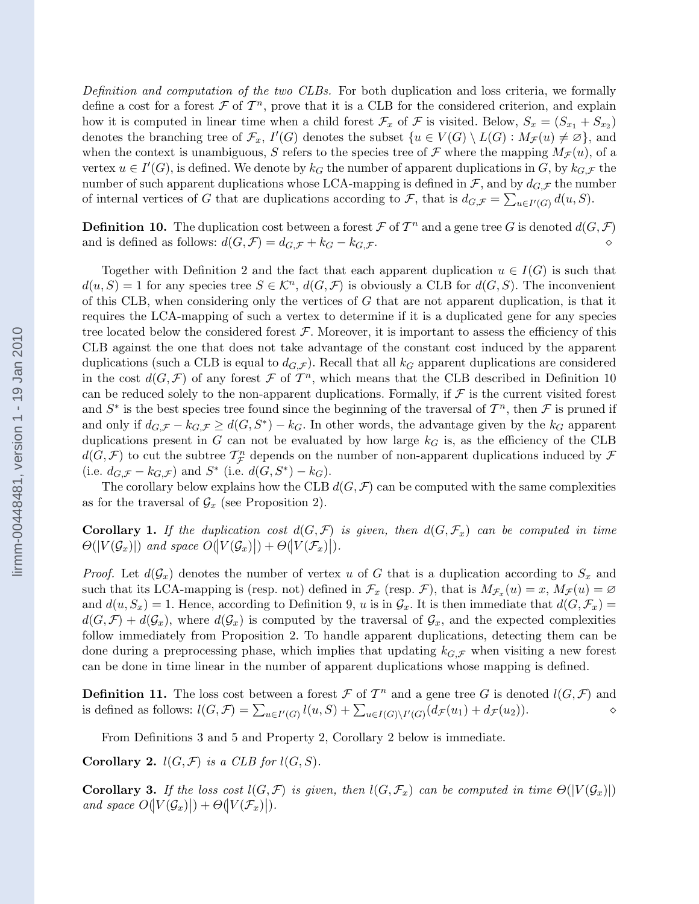*Definition and computation of the two CLBs.* For both duplication and loss criteria, we formally define a cost for a forest $\mathcal{F}$ of $\mathcal{T}^n$, prove that it is a CLB for the considered criterion, and explain how it is computed in linear time when a child forest $\mathcal{F}_x$ of $\mathcal{F}$ is visited. Below, $S_x = (S_{x_1} + S_{x_2})$ denotes the branching tree of $\mathcal{F}_x$, $I'(G)$ denotes the subset $\{u \in V(G) \setminus L(G) : M_{\mathcal{F}}(u) \neq \varnothing\}$, and when the context is unambiguous, $S$ refers to the species tree of $\mathcal{F}$ where the mapping $M_{\mathcal{F}}(u)$, of a vertex $u \in I'(G)$, is defined. We denote by $k_G$ the number of apparent duplications in $G$, by $k_{G,\mathcal{F}}$ the number of such apparent duplications whose LCA-mapping is defined in $\mathcal{F}$, and by $d_{G,\mathcal{F}}$ the number of internal vertices of $G$ that are duplications according to $\mathcal{F}$, that is $d_{G,\mathcal{F}} = \sum_{u \in I'(G)} d(u, S)$.

**Definition 10.** The duplication cost between a forest $\mathcal{F}$ of $\mathcal{T}^n$ and a gene tree $G$ is denoted $d(G, \mathcal{F})$ and is defined as follows: $d(G, \mathcal{F}) = d_{G,\mathcal{F}} + k_G - k_{G,\mathcal{F}}$. ⋄

Together with Definition 2 and the fact that each apparent duplication $u \in I(G)$ is such that $d(u, S) = 1$ for any species tree $S \in \mathcal{K}^n$, $d(G, \mathcal{F})$ is obviously a CLB for $d(G, S)$. The inconvenient of this CLB, when considering only the vertices of $G$ that are not apparent duplication, is that it requires the LCA-mapping of such a vertex to determine if it is a duplicated gene for any species tree located below the considered forest $\mathcal{F}$. Moreover, it is important to assess the efficiency of this CLB against the one that does not take advantage of the constant cost induced by the apparent duplications (such a CLB is equal to $d_{G,\mathcal{F}}$). Recall that all $k_G$ apparent duplications are considered in the cost $d(G, \mathcal{F})$ of any forest $\mathcal{F}$ of $\mathcal{T}^n$, which means that the CLB described in Definition 10 can be reduced solely to the non-apparent duplications. Formally, if $\mathcal{F}$ is the current visited forest and $S^*$ is the best species tree found since the beginning of the traversal of $\mathcal{T}^n$, then $\mathcal{F}$ is pruned if and only if $d_{G,\mathcal{F}} - k_{G,\mathcal{F}} \geq d(G, S^*) - k_G$. In other words, the advantage given by the $k_G$ apparent duplications present in $G$ can not be evaluated by how large $k_G$ is, as the efficiency of the CLB $d(G, \mathcal{F})$ to cut the subtree $\mathcal{T}^n_{\mathcal{F}}$ depends on the number of non-apparent duplications induced by $\mathcal{F}$ (i.e. $d_{G,\mathcal{F}} - k_{G,\mathcal{F}}$) and $S^*$ (i.e. $d(G, S^*) - k_G$).

The corollary below explains how the CLB $d(G, \mathcal{F})$ can be computed with the same complexities as for the traversal of $\mathcal{G}_x$ (see Proposition 2).

**Corollary 1.** *If the duplication cost $d(G, \mathcal{F})$ is given, then $d(G, \mathcal{F}_x)$ can be computed in time $\Theta(|V(\mathcal{G}_x)|)$ and space $O(|V(\mathcal{G}_x)|) + \Theta(|V(\mathcal{F}_x)|)$.*

*Proof.* Let $d(\mathcal{G}_x)$ denotes the number of vertex $u$ of $G$ that is a duplication according to $S_x$ and such that its LCA-mapping is (resp. not) defined in $\mathcal{F}_x$ (resp. $\mathcal{F}$), that is $M_{\mathcal{F}_x}(u) = x$, $M_{\mathcal{F}}(u) = \varnothing$ and $d(u, S_x) = 1$. Hence, according to Definition 9, $u$ is in $\mathcal{G}_x$. It is then immediate that $d(G, \mathcal{F}_x) = d(G, \mathcal{F}) + d(\mathcal{G}_x)$, where $d(\mathcal{G}_x)$ is computed by the traversal of $\mathcal{G}_x$, and the expected complexities follow immediately from Proposition 2. To handle apparent duplications, detecting them can be done during a preprocessing phase, which implies that updating $k_{G,\mathcal{F}}$ when visiting a new forest can be done in time linear in the number of apparent duplications whose mapping is defined.

**Definition 11.** The loss cost between a forest $\mathcal{F}$ of $\mathcal{T}^n$ and a gene tree $G$ is denoted $l(G, \mathcal{F})$ and is defined as follows: $l(G, \mathcal{F}) = \sum_{u \in I'(G)} l(u, S) + \sum_{u \in I(G) \setminus I'(G)} (d_{\mathcal{F}}(u_1) + d_{\mathcal{F}}(u_2))$. ⋄

From Definitions 3 and 5 and Property 2, Corollary 2 below is immediate.

**Corollary 2.** *$l(G, \mathcal{F})$ is a CLB for $l(G, S)$.*

**Corollary 3.** *If the loss cost $l(G, \mathcal{F})$ is given, then $l(G, \mathcal{F}_x)$ can be computed in time $\Theta(|V(\mathcal{G}_x)|)$ and space $O(|V(\mathcal{G}_x)|) + \Theta(|V(\mathcal{F}_x)|)$.*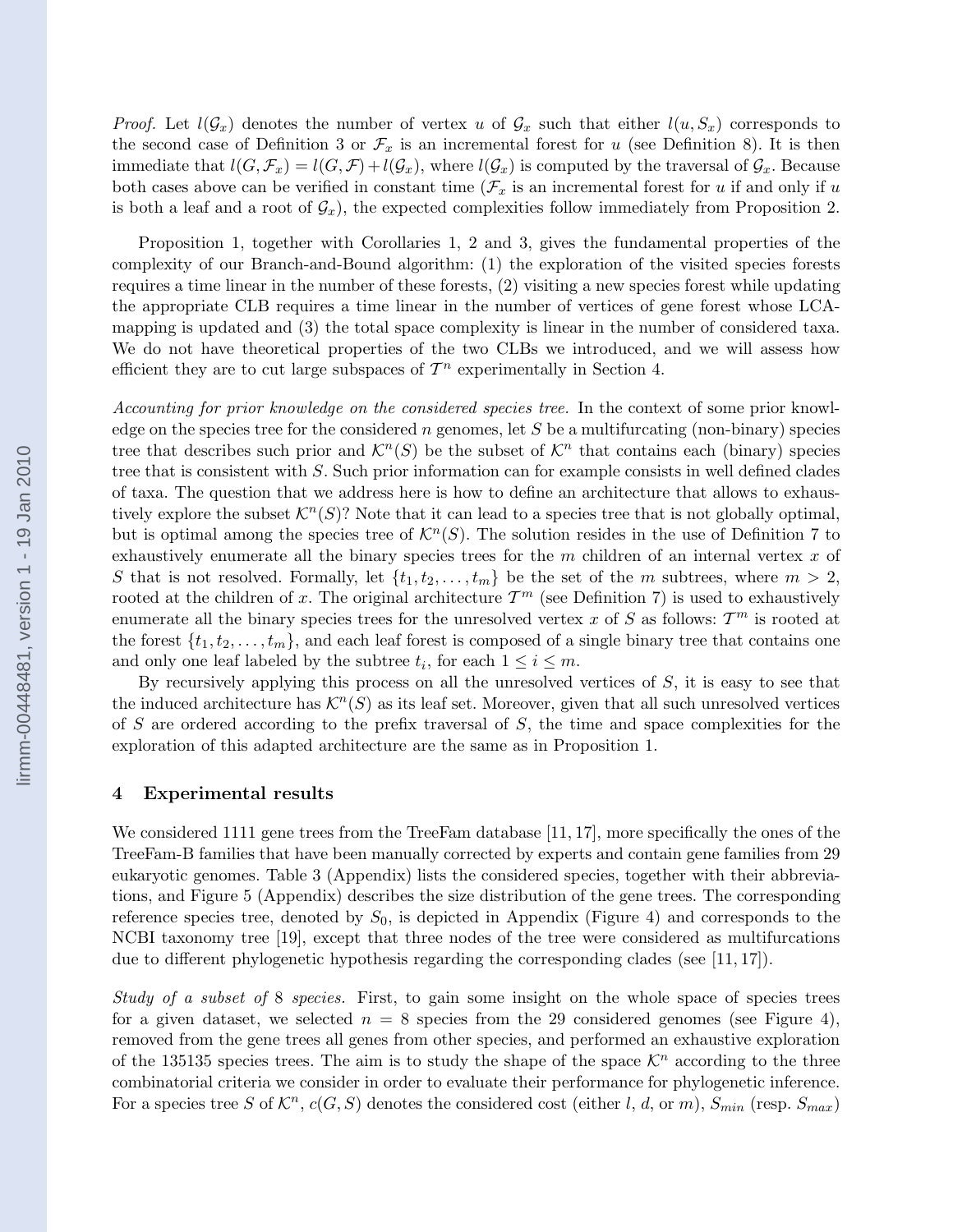*Proof.* Let $l(\mathcal{G}_x)$ denotes the number of vertex $u$ of $\mathcal{G}_x$ such that either $l(u, S_x)$ corresponds to the second case of Definition 3 or $\mathcal{F}_x$ is an incremental forest for $u$ (see Definition 8). It is then immediate that $l(G, \mathcal{F}_x) = l(G, \mathcal{F}) + l(\mathcal{G}_x)$, where $l(\mathcal{G}_x)$ is computed by the traversal of $\mathcal{G}_x$. Because both cases above can be verified in constant time ($\mathcal{F}_x$ is an incremental forest for $u$ if and only if $u$ is both a leaf and a root of $\mathcal{G}_x$), the expected complexities follow immediately from Proposition 2.

Proposition 1, together with Corollaries 1, 2 and 3, gives the fundamental properties of the complexity of our Branch-and-Bound algorithm: (1) the exploration of the visited species forests requires a time linear in the number of these forests, (2) visiting a new species forest while updating the appropriate CLB requires a time linear in the number of vertices of gene forest whose LCA-mapping is updated and (3) the total space complexity is linear in the number of considered taxa. We do not have theoretical properties of the two CLBs we introduced, and we will assess how efficient they are to cut large subspaces of $\mathcal{T}^n$ experimentally in Section 4.

*Accounting for prior knowledge on the considered species tree.* In the context of some prior knowledge on the species tree for the considered $n$ genomes, let $S$ be a multifurcating (non-binary) species tree that describes such prior and $\mathcal{K}^n(S)$ be the subset of $\mathcal{K}^n$ that contains each (binary) species tree that is consistent with $S$. Such prior information can for example consists in well defined clades of taxa. The question that we address here is how to define an architecture that allows to exhaustively explore the subset $\mathcal{K}^n(S)$? Note that it can lead to a species tree that is not globally optimal, but is optimal among the species tree of $\mathcal{K}^n(S)$. The solution resides in the use of Definition 7 to exhaustively enumerate all the binary species trees for the $m$ children of an internal vertex $x$ of $S$ that is not resolved. Formally, let $\{t_1, t_2, \ldots, t_m\}$ be the set of the $m$ subtrees, where $m > 2$, rooted at the children of $x$. The original architecture $\mathcal{T}^m$ (see Definition 7) is used to exhaustively enumerate all the binary species trees for the unresolved vertex $x$ of $S$ as follows: $\mathcal{T}^m$ is rooted at the forest $\{t_1, t_2, \ldots, t_m\}$, and each leaf forest is composed of a single binary tree that contains one and only one leaf labeled by the subtree $t_i$, for each $1 \leq i \leq m$.

By recursively applying this process on all the unresolved vertices of $S$, it is easy to see that the induced architecture has $\mathcal{K}^n(S)$ as its leaf set. Moreover, given that all such unresolved vertices of $S$ are ordered according to the prefix traversal of $S$, the time and space complexities for the exploration of this adapted architecture are the same as in Proposition 1.

## 4 Experimental results

We considered 1111 gene trees from the TreeFam database [11, 17], more specifically the ones of the TreeFam-B families that have been manually corrected by experts and contain gene families from 29 eukaryotic genomes. Table 3 (Appendix) lists the considered species, together with their abbreviations, and Figure 5 (Appendix) describes the size distribution of the gene trees. The corresponding reference species tree, denoted by $S_0$, is depicted in Appendix (Figure 4) and corresponds to the NCBI taxonomy tree [19], except that three nodes of the tree were considered as multifurcations due to different phylogenetic hypothesis regarding the corresponding clades (see [11, 17]).

*Study of a subset of* 8 *species.* First, to gain some insight on the whole space of species trees for a given dataset, we selected $n = 8$ species from the 29 considered genomes (see Figure 4), removed from the gene trees all genes from other species, and performed an exhaustive exploration of the 135135 species trees. The aim is to study the shape of the space $\mathcal{K}^n$ according to the three combinatorial criteria we consider in order to evaluate their performance for phylogenetic inference. For a species tree $S$ of $\mathcal{K}^n$, $c(G, S)$ denotes the considered cost (either $l$, $d$, or $m$), $S_{min}$ (resp. $S_{max}$)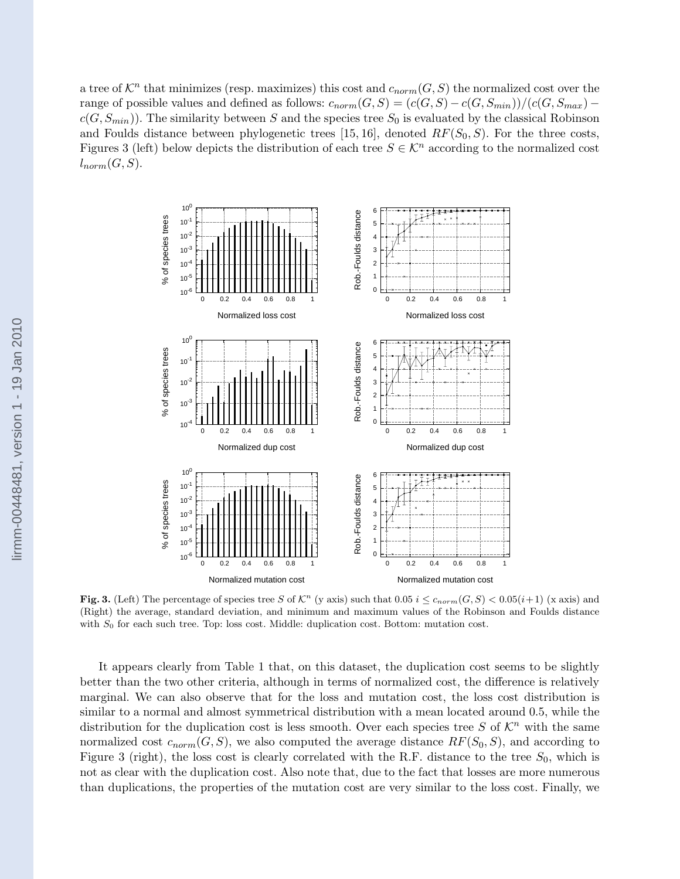a tree of $\mathcal{K}^n$ that minimizes (resp. maximizes) this cost and $c_{norm}(G, S)$ the normalized cost over the range of possible values and defined as follows: $c_{norm}(G, S) = (c(G, S) - c(G, S_{min}))/(c(G, S_{max}) - c(G, S_{min}))$. The similarity between $S$ and the species tree $S_0$ is evaluated by the classical Robinson and Foulds distance between phylogenetic trees [15, 16], denoted $RF(S_0, S)$. For the three costs, Figures 3 (left) below depicts the distribution of each tree $S \in \mathcal{K}^n$ according to the normalized cost $l_{norm}(G, S)$.

**Fig. 3.** (Left) The percentage of species tree $S$ of $\mathcal{K}^n$ (y axis) such that $0.05\ i \leq c_{norm}(G, S) < 0.05(i+1)$ (x axis) and (Right) the average, standard deviation, and minimum and maximum values of the Robinson and Foulds distance with $S_0$ for each such tree. Top: loss cost. Middle: duplication cost. Bottom: mutation cost.

It appears clearly from Table 1 that, on this dataset, the duplication cost seems to be slightly better than the two other criteria, although in terms of normalized cost, the difference is relatively marginal. We can also observe that for the loss and mutation cost, the loss cost distribution is similar to a normal and almost symmetrical distribution with a mean located around 0.5, while the distribution for the duplication cost is less smooth. Over each species tree $S$ of $\mathcal{K}^n$ with the same normalized cost $c_{norm}(G, S)$, we also computed the average distance $RF(S_0, S)$, and according to Figure 3 (right), the loss cost is clearly correlated with the R.F. distance to the tree $S_0$, which is not as clear with the duplication cost. Also note that, due to the fact that losses are more numerous than duplications, the properties of the mutation cost are very similar to the loss cost. Finally, we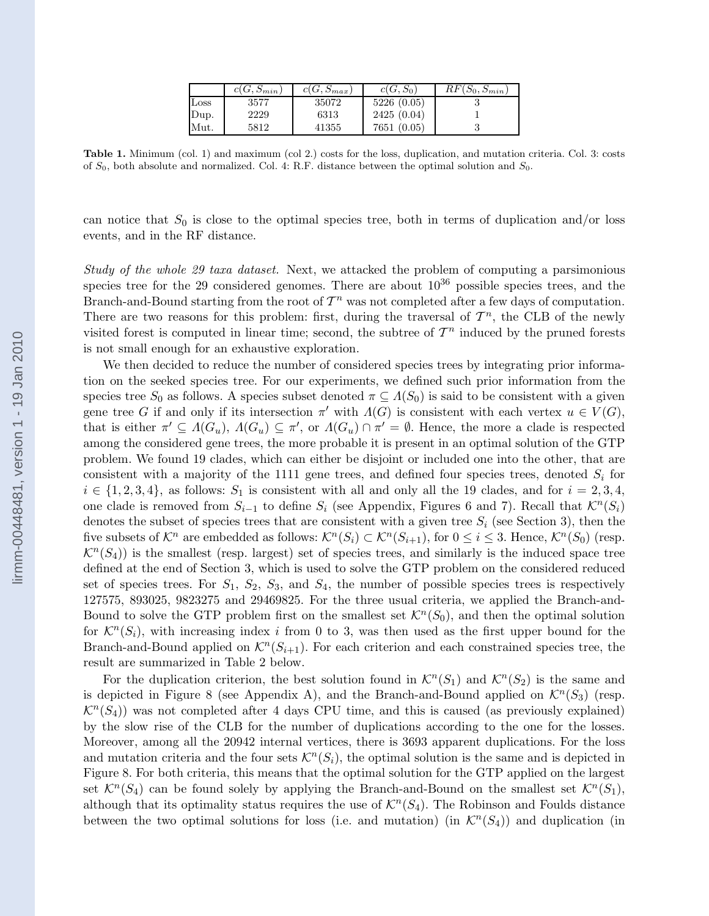|  | $c(G, S_{min})$ | $c(G, S_{max})$ | $c(G, S_0)$ | $RF(S_0, S_{min})$ |
|---|---|---|---|---|
| Loss | 3577 | 35072 | 5226 (0.05) | 3 |
| Dup. | 2229 | 6313 | 2425 (0.04) | 1 |
| Mut. | 5812 | 41355 | 7651 (0.05) | 3 |

**Table 1.** Minimum (col. 1) and maximum (col 2.) costs for the loss, duplication, and mutation criteria. Col. 3: costs of $S_0$, both absolute and normalized. Col. 4: R.F. distance between the optimal solution and $S_0$.

can notice that $S_0$ is close to the optimal species tree, both in terms of duplication and/or loss events, and in the RF distance.

*Study of the whole 29 taxa dataset.* Next, we attacked the problem of computing a parsimonious species tree for the 29 considered genomes. There are about $10^{36}$ possible species trees, and the Branch-and-Bound starting from the root of $\mathcal{T}^n$ was not completed after a few days of computation. There are two reasons for this problem: first, during the traversal of $\mathcal{T}^n$, the CLB of the newly visited forest is computed in linear time; second, the subtree of $\mathcal{T}^n$ induced by the pruned forests is not small enough for an exhaustive exploration.

We then decided to reduce the number of considered species trees by integrating prior information on the seeked species tree. For our experiments, we defined such prior information from the species tree $S_0$ as follows. A species subset denoted $\pi \subseteq \Lambda(S_0)$ is said to be consistent with a given gene tree $G$ if and only if its intersection $\pi'$ with $\Lambda(G)$ is consistent with each vertex $u \in V(G)$, that is either $\pi' \subseteq \Lambda(G_u)$, $\Lambda(G_u) \subseteq \pi'$, or $\Lambda(G_u) \cap \pi' = \emptyset$. Hence, the more a clade is respected among the considered gene trees, the more probable it is present in an optimal solution of the GTP problem. We found 19 clades, which can either be disjoint or included one into the other, that are consistent with a majority of the 1111 gene trees, and defined four species trees, denoted $S_i$ for $i \in \{1, 2, 3, 4\}$, as follows: $S_1$ is consistent with all and only all the 19 clades, and for $i = 2, 3, 4$, one clade is removed from $S_{i-1}$ to define $S_i$ (see Appendix, Figures 6 and 7). Recall that $\mathcal{K}^n(S_i)$ denotes the subset of species trees that are consistent with a given tree $S_i$ (see Section 3), then the five subsets of $\mathcal{K}^n$ are embedded as follows: $\mathcal{K}^n(S_i) \subset \mathcal{K}^n(S_{i+1})$, for $0 \leq i \leq 3$. Hence, $\mathcal{K}^n(S_0)$ (resp. $\mathcal{K}^n(S_4)$) is the smallest (resp. largest) set of species trees, and similarly is the induced space tree defined at the end of Section 3, which is used to solve the GTP problem on the considered reduced set of species trees. For $S_1$, $S_2$, $S_3$, and $S_4$, the number of possible species trees is respectively 127575, 893025, 9823275 and 29469825. For the three usual criteria, we applied the Branch-and-Bound to solve the GTP problem first on the smallest set $\mathcal{K}^n(S_0)$, and then the optimal solution for $\mathcal{K}^n(S_i)$, with increasing index $i$ from 0 to 3, was then used as the first upper bound for the Branch-and-Bound applied on $\mathcal{K}^n(S_{i+1})$. For each criterion and each constrained species tree, the result are summarized in Table 2 below.

For the duplication criterion, the best solution found in $\mathcal{K}^n(S_1)$ and $\mathcal{K}^n(S_2)$ is the same and is depicted in Figure 8 (see Appendix A), and the Branch-and-Bound applied on $\mathcal{K}^n(S_3)$ (resp. $\mathcal{K}^n(S_4)$) was not completed after 4 days CPU time, and this is caused (as previously explained) by the slow rise of the CLB for the number of duplications according to the one for the losses. Moreover, among all the 20942 internal vertices, there is 3693 apparent duplications. For the loss and mutation criteria and the four sets $\mathcal{K}^n(S_i)$, the optimal solution is the same and is depicted in Figure 8. For both criteria, this means that the optimal solution for the GTP applied on the largest set $\mathcal{K}^n(S_4)$ can be found solely by applying the Branch-and-Bound on the smallest set $\mathcal{K}^n(S_1)$, although that its optimality status requires the use of $\mathcal{K}^n(S_4)$. The Robinson and Foulds distance between the two optimal solutions for loss (i.e. and mutation) (in $\mathcal{K}^n(S_4)$) and duplication (in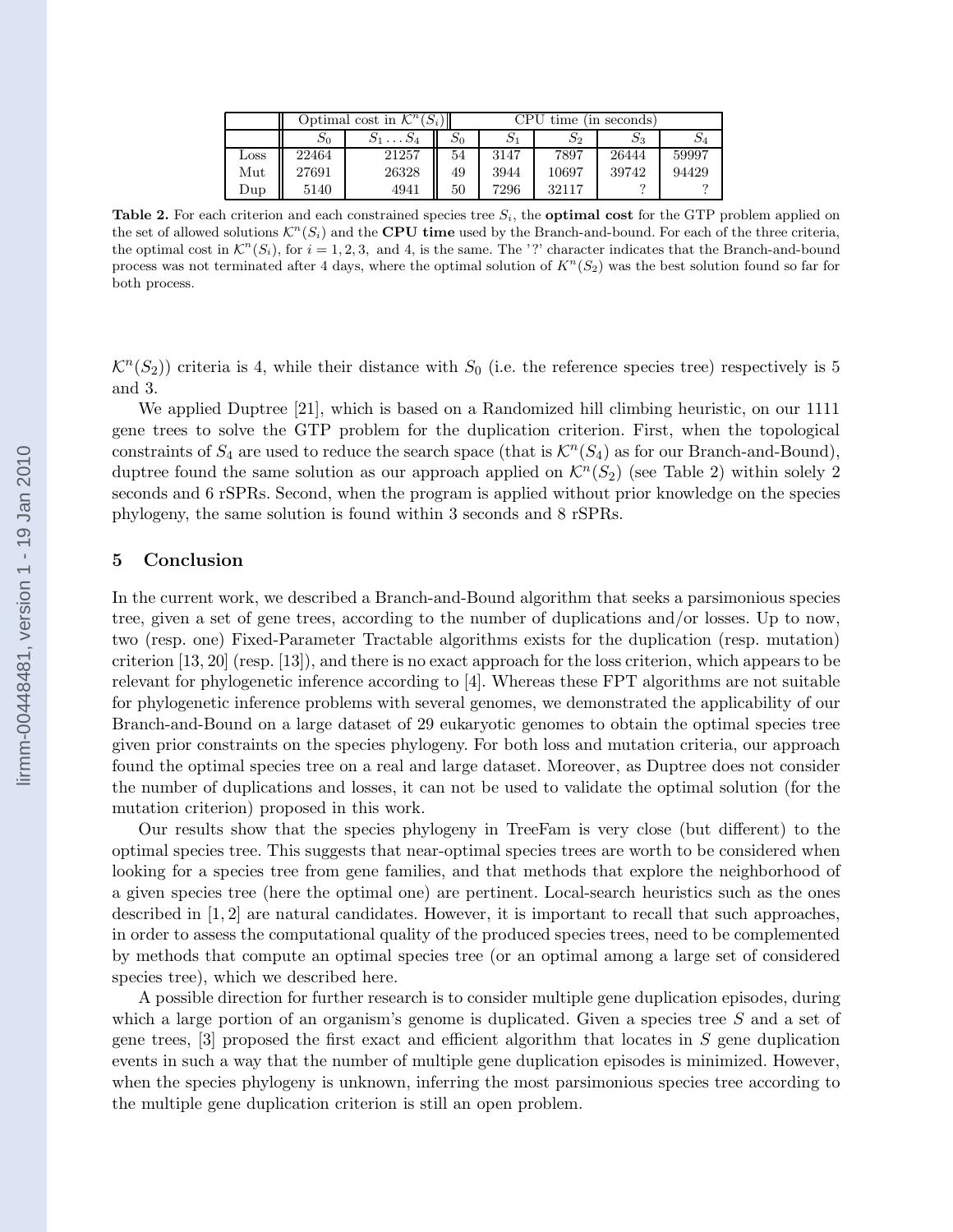| | Optimal cost in $\mathcal{K}^n(S_i)$ | | CPU time (in seconds) | | | | |
|---|---|---|---|---|---|---|---|
| | $S_0$ | $S_1 \dots S_4$ | $S_0$ | $S_1$ | $S_2$ | $S_3$ | $S_4$ |
| Loss | 22464 | 21257 | 54 | 3147 | 7897 | 26444 | 59997 |
| Mut | 27691 | 26328 | 49 | 3944 | 10697 | 39742 | 94429 |
| Dup | 5140 | 4941 | 50 | 7296 | 32117 | ? | ? |

**Table 2.** For each criterion and each constrained species tree $S_i$, the **optimal cost** for the GTP problem applied on the set of allowed solutions $\mathcal{K}^n(S_i)$ and the **CPU time** used by the Branch-and-bound. For each of the three criteria, the optimal cost in $\mathcal{K}^n(S_i)$, for $i = 1, 2, 3,$ and 4, is the same. The '?' character indicates that the Branch-and-bound process was not terminated after 4 days, where the optimal solution of $K^n(S_2)$ was the best solution found so far for both process.

$\mathcal{K}^n(S_2)$) criteria is 4, while their distance with $S_0$ (i.e. the reference species tree) respectively is 5 and 3.

We applied Duptree [21], which is based on a Randomized hill climbing heuristic, on our 1111 gene trees to solve the GTP problem for the duplication criterion. First, when the topological constraints of $S_4$ are used to reduce the search space (that is $\mathcal{K}^n(S_4)$ as for our Branch-and-Bound), duptree found the same solution as our approach applied on $\mathcal{K}^n(S_2)$ (see Table 2) within solely 2 seconds and 6 rSPRs. Second, when the program is applied without prior knowledge on the species phylogeny, the same solution is found within 3 seconds and 8 rSPRs.

## 5 Conclusion

In the current work, we described a Branch-and-Bound algorithm that seeks a parsimonious species tree, given a set of gene trees, according to the number of duplications and/or losses. Up to now, two (resp. one) Fixed-Parameter Tractable algorithms exists for the duplication (resp. mutation) criterion [13, 20] (resp. [13]), and there is no exact approach for the loss criterion, which appears to be relevant for phylogenetic inference according to [4]. Whereas these FPT algorithms are not suitable for phylogenetic inference problems with several genomes, we demonstrated the applicability of our Branch-and-Bound on a large dataset of 29 eukaryotic genomes to obtain the optimal species tree given prior constraints on the species phylogeny. For both loss and mutation criteria, our approach found the optimal species tree on a real and large dataset. Moreover, as Duptree does not consider the number of duplications and losses, it can not be used to validate the optimal solution (for the mutation criterion) proposed in this work.

Our results show that the species phylogeny in TreeFam is very close (but different) to the optimal species tree. This suggests that near-optimal species trees are worth to be considered when looking for a species tree from gene families, and that methods that explore the neighborhood of a given species tree (here the optimal one) are pertinent. Local-search heuristics such as the ones described in [1, 2] are natural candidates. However, it is important to recall that such approaches, in order to assess the computational quality of the produced species trees, need to be complemented by methods that compute an optimal species tree (or an optimal among a large set of considered species tree), which we described here.

A possible direction for further research is to consider multiple gene duplication episodes, during which a large portion of an organism's genome is duplicated. Given a species tree $S$ and a set of gene trees, [3] proposed the first exact and efficient algorithm that locates in $S$ gene duplication events in such a way that the number of multiple gene duplication episodes is minimized. However, when the species phylogeny is unknown, inferring the most parsimonious species tree according to the multiple gene duplication criterion is still an open problem.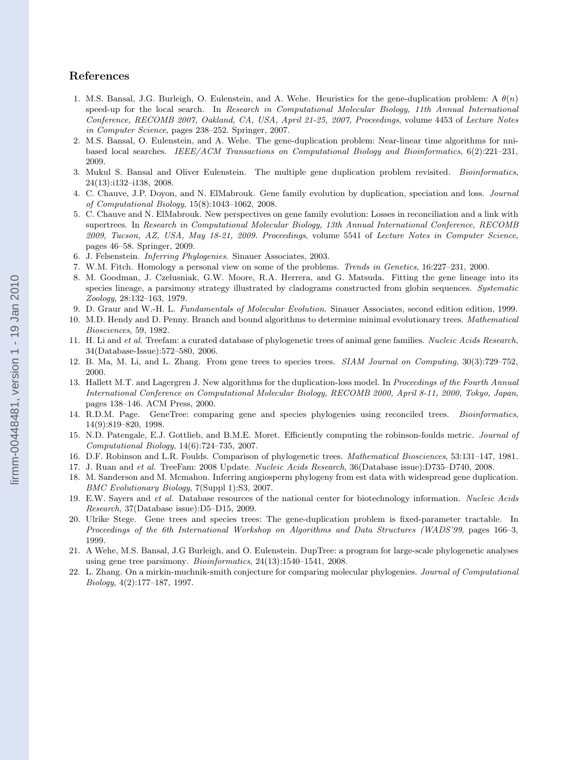## References

1. M.S. Bansal, J.G. Burleigh, O. Eulenstein, and A. Wehe. Heuristics for the gene-duplication problem: A $\theta(n)$ speed-up for the local search. In *Research in Computational Molecular Biology, 11th Annual International Conference, RECOMB 2007, Oakland, CA, USA, April 21-25, 2007, Proceedings*, volume 4453 of *Lecture Notes in Computer Science*, pages 238–252. Springer, 2007.
2. M.S. Bansal, O. Eulenstein, and A. Wehe. The gene-duplication problem: Near-linear time algorithms for nni-based local searches. *IEEE/ACM Transactions on Computational Biology and Bioinformatics*, 6(2):221–231, 2009.
3. Mukul S. Bansal and Oliver Eulenstein. The multiple gene duplication problem revisited. *Bioinformatics*, 24(13):i132–i138, 2008.
4. C. Chauve, J.P. Doyon, and N. ElMabrouk. Gene family evolution by duplication, speciation and loss. *Journal of Computational Biology*, 15(8):1043–1062, 2008.
5. C. Chauve and N. ElMabrouk. New perspectives on gene family evolution: Losses in reconciliation and a link with supertrees. In *Research in Computational Molecular Biology, 13th Annual International Conference, RECOMB 2009, Tucson, AZ, USA, May 18-21, 2009. Proceedings*, volume 5541 of *Lecture Notes in Computer Science*, pages 46–58. Springer, 2009.
6. J. Felsenstein. *Inferring Phylogenies*. Sinauer Associates, 2003.
7. W.M. Fitch. Homology a personal view on some of the problems. *Trends in Genetics*, 16:227–231, 2000.
8. M. Goodman, J. Czelusniak, G.W. Moore, R.A. Herrera, and G. Matsuda. Fitting the gene lineage into its species lineage, a parsimony strategy illustrated by cladograms constructed from globin sequences. *Systematic Zoology*, 28:132–163, 1979.
9. D. Graur and W.-H. L. *Fundamentals of Molecular Evolution*. Sinauer Associates, second edition edition, 1999.
10. M.D. Hendy and D. Penny. Branch and bound algorithms to determine minimal evolutionary trees. *Mathematical Biosciences*, 59, 1982.
11. H. Li and *et al.* Treefam: a curated database of phylogenetic trees of animal gene families. *Nucleic Acids Research*, 34(Database-Issue):572–580, 2006.
12. B. Ma, M. Li, and L. Zhang. From gene trees to species trees. *SIAM Journal on Computing*, 30(3):729–752, 2000.
13. Hallett M.T. and Lagergren J. New algorithms for the duplication-loss model. In *Proceedings of the Fourth Annual International Conference on Computational Molecular Biology, RECOMB 2000, April 8-11, 2000, Tokyo, Japan*, pages 138–146. ACM Press, 2000.
14. R.D.M. Page. GeneTree: comparing gene and species phylogenies using reconciled trees. *Bioinformatics*, 14(9):819–820, 1998.
15. N.D. Patengale, E.J. Gottlieb, and B.M.E. Moret. Efficiently computing the robinson-foulds metric. *Journal of Computational Biology*, 14(6):724–735, 2007.
16. D.F. Robinson and L.R. Foulds. Comparison of phylogenetic trees. *Mathematical Biosciences*, 53:131–147, 1981.
17. J. Ruan and *et al.* TreeFam: 2008 Update. *Nucleic Acids Research*, 36(Database issue):D735–D740, 2008.
18. M. Sanderson and M. Mcmahon. Inferring angiosperm phylogeny from est data with widespread gene duplication. *BMC Evolutionary Biology*, 7(Suppl 1):S3, 2007.
19. E.W. Sayers and *et al.* Database resources of the national center for biotechnology information. *Nucleic Acids Research*, 37(Database issue):D5–D15, 2009.
20. Ulrike Stege. Gene trees and species trees: The gene-duplication problem is fixed-parameter tractable. In *Proceedings of the 6th International Workshop on Algorithms and Data Structures (WADS'99*, pages 166–3, 1999.
21. A Wehe, M.S. Bansal, J.G Burleigh, and O. Eulenstein. DupTree: a program for large-scale phylogenetic analyses using gene tree parsimony. *Bioinformatics*, 24(13):1540–1541, 2008.
22. L. Zhang. On a mirkin-muchnik-smith conjecture for comparing molecular phylogenies. *Journal of Computational Biology*, 4(2):177–187, 1997.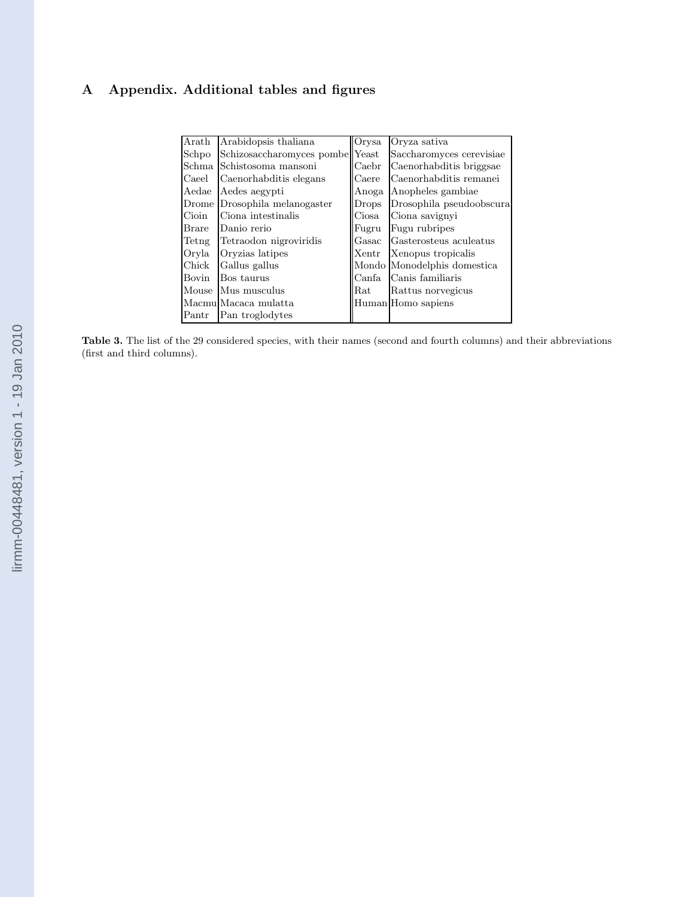## A Appendix. Additional tables and figures

| | | | |
|---|---|---|---|
| Arath | Arabidopsis thaliana | Orysa | Oryza sativa |
| Schpo | Schizosaccharomyces pombe | Yeast | Saccharomyces cerevisiae |
| Schma | Schistosoma mansoni | Caebr | Caenorhabditis briggsae |
| Caeel | Caenorhabditis elegans | Caere | Caenorhabditis remanei |
| Aedae | Aedes aegypti | Anoga | Anopheles gambiae |
| Drome | Drosophila melanogaster | Drops | Drosophila pseudoobscura |
| Cioin | Ciona intestinalis | Ciosa | Ciona savignyi |
| Brare | Danio rerio | Fugru | Fugu rubripes |
| Tetng | Tetraodon nigroviridis | Gasac | Gasterosteus aculeatus |
| Oryla | Oryzias latipes | Xentr | Xenopus tropicalis |
| Chick | Gallus gallus | Mondo | Monodelphis domestica |
| Bovin | Bos taurus | Canfa | Canis familiaris |
| Mouse | Mus musculus | Rat | Rattus norvegicus |
| Macmu | Macaca mulatta | Human | Homo sapiens |
| Pantr | Pan troglodytes | | |

**Table 3.** The list of the 29 considered species, with their names (second and fourth columns) and their abbreviations (first and third columns).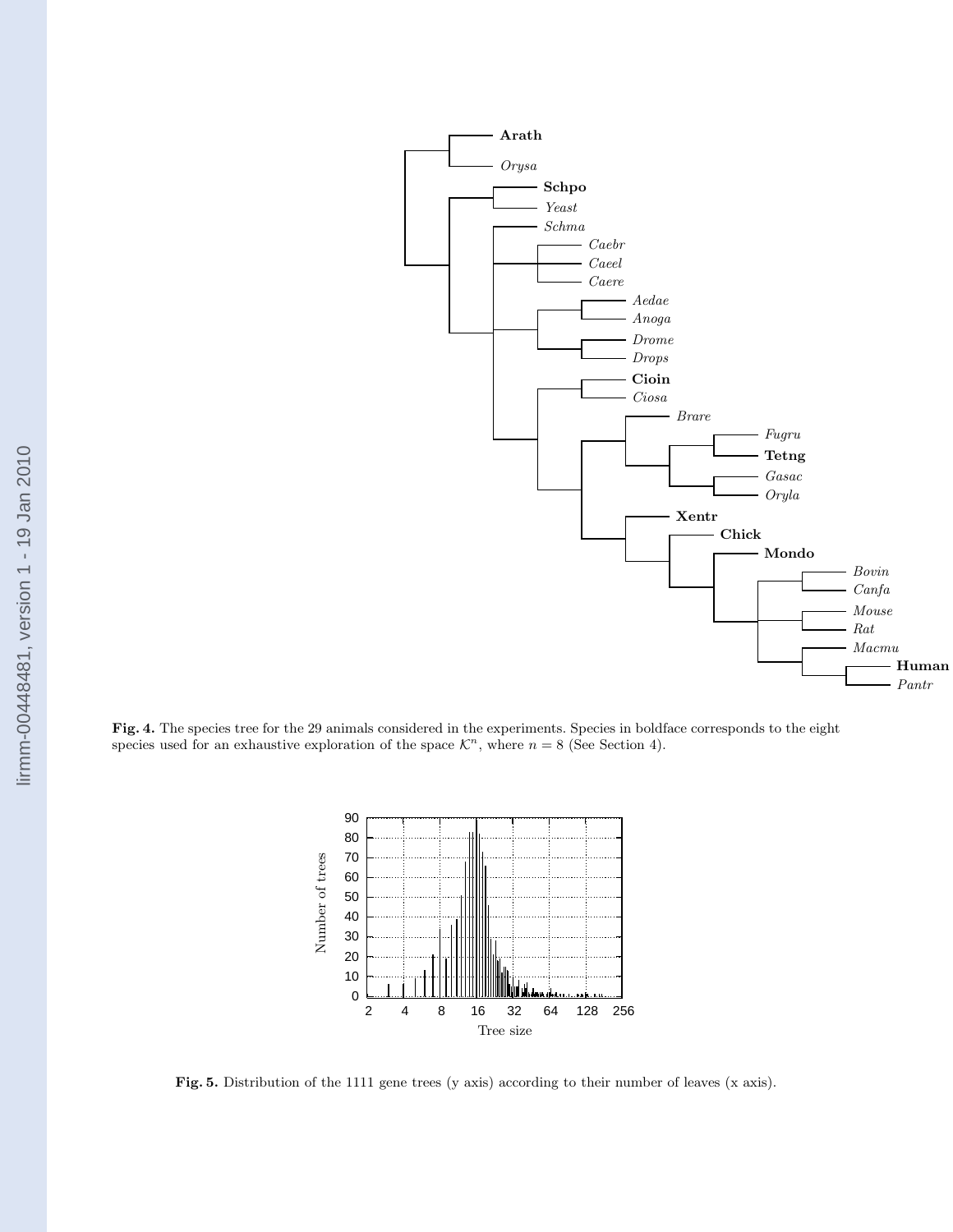**Fig. 4.** The species tree for the 29 animals considered in the experiments. Species in boldface corresponds to the eight species used for an exhaustive exploration of the space $\mathcal{K}^n$, where $n = 8$ (See Section 4).

**Fig. 5.** Distribution of the 1111 gene trees (y axis) according to their number of leaves (x axis).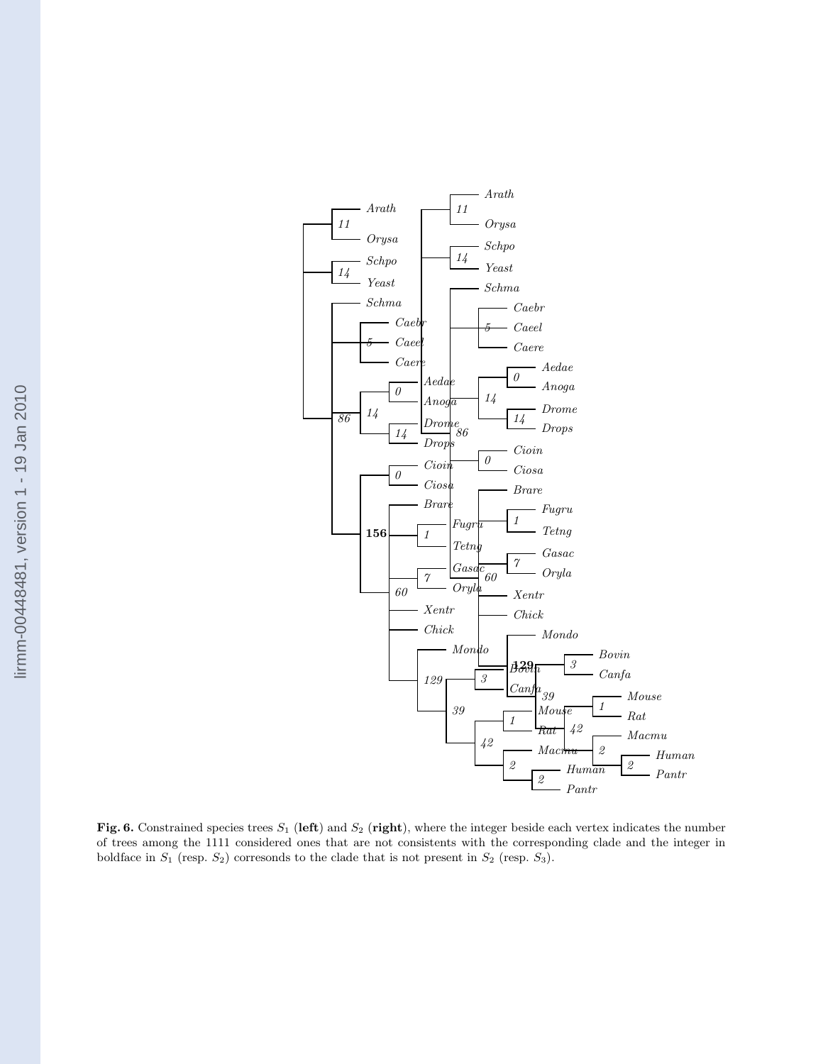**Fig. 6.** Constrained species trees $S_1$ (**left**) and $S_2$ (**right**), where the integer beside each vertex indicates the number of trees among the 1111 considered ones that are not consistents with the corresponding clade and the integer in boldface in $S_1$ (resp. $S_2$) corresonds to the clade that is not present in $S_2$ (resp. $S_3$).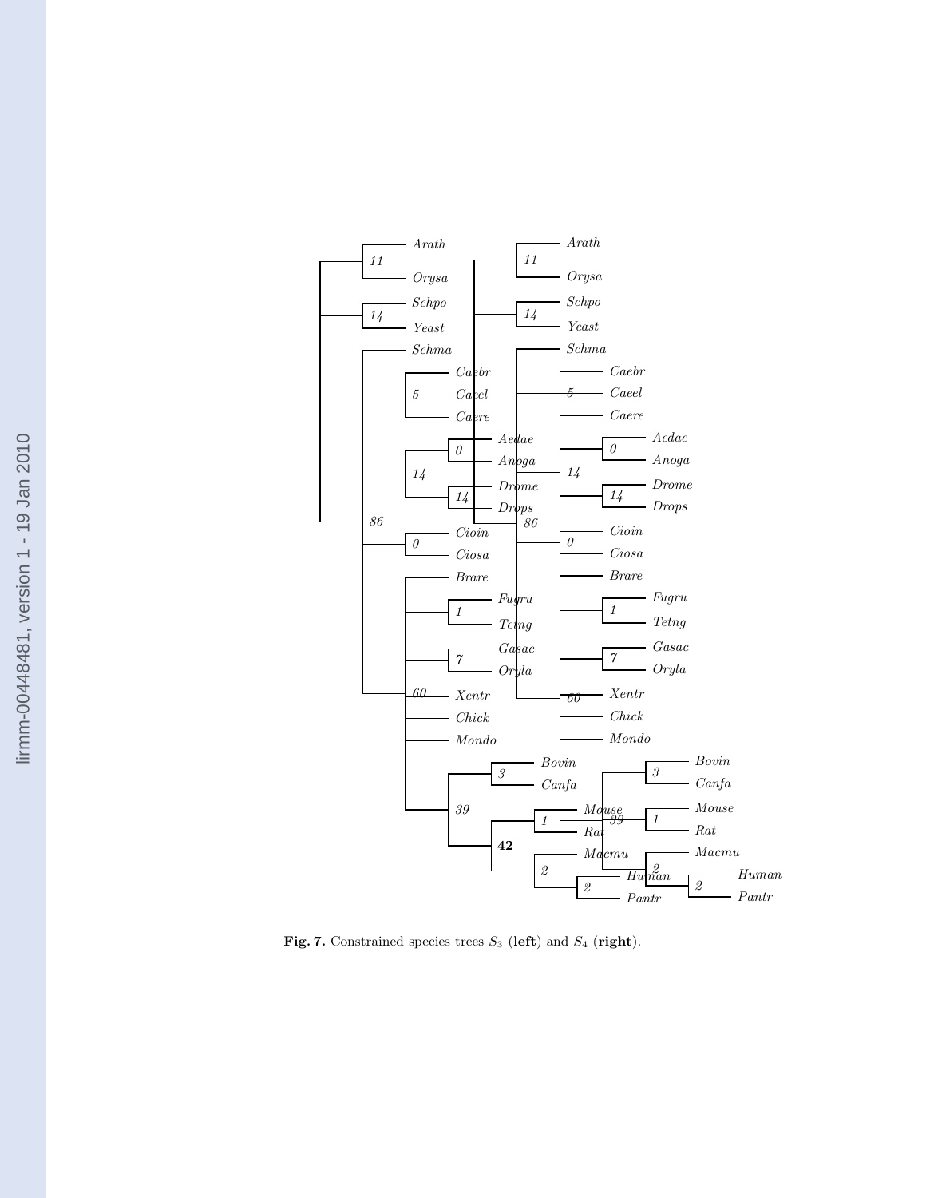**Fig. 7.** Constrained species trees $S_3$ (**left**) and $S_4$ (**right**).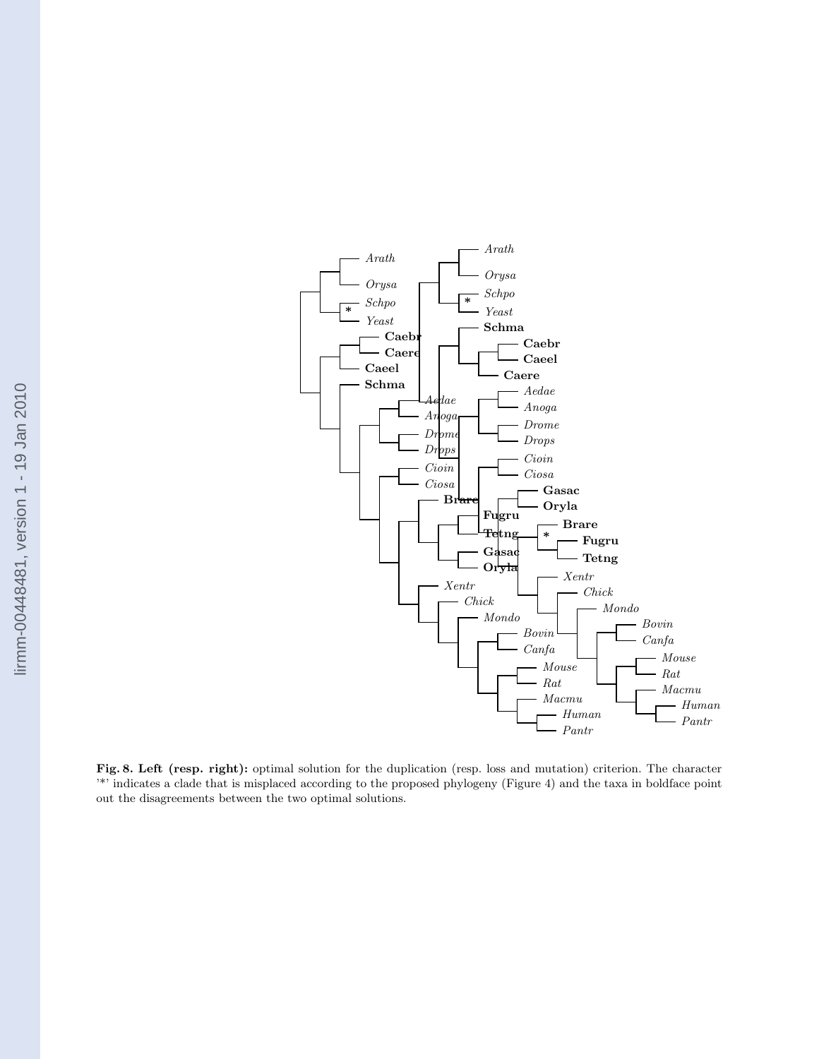Arath
Orysa
Schpo
Yeast
Caebr
Caere
Caeel
Schma
Aedae
Anoga
Drome
Drops
Cioin
Ciosa
Brare
Fugru
Tetng
Gasac
Oryla
Xentr
Chick
Mondo
Bovin
Canfa
Mouse
Rat
Macmu
Human
Pantr

Arath
Orysa
Schpo
Yeast
Schma
Caebr
Caeel
Caere
Aedae
Anoga
Drome
Drops
Cioin
Ciosa
Gasac
Oryla
Brare
Fugru
Tetng
Xentr
Chick
Mondo
Bovin
Canfa
Mouse
Rat
Macmu
Human
Pantr

**Fig. 8. Left (resp. right):** optimal solution for the duplication (resp. loss and mutation) criterion. The character '*' indicates a clade that is misplaced according to the proposed phylogeny (Figure 4) and the taxa in boldface point out the disagreements between the two optimal solutions.